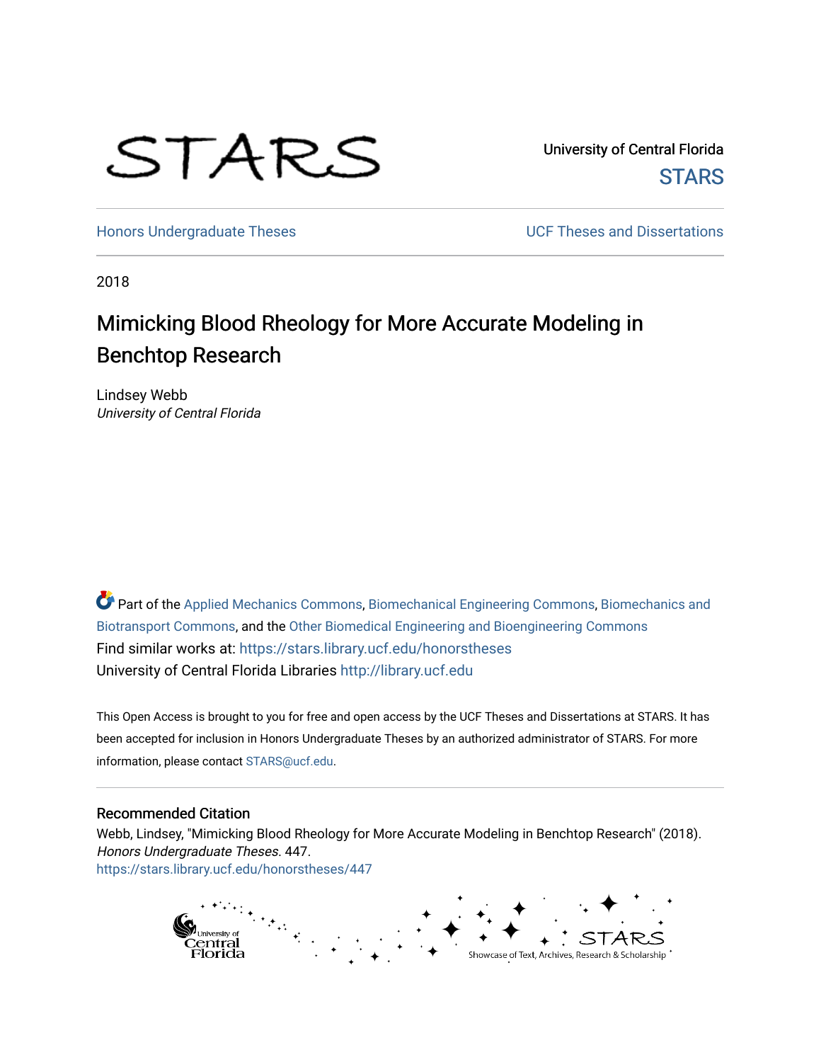STARS

University of Central Florida
STARS

Honors Undergraduate Theses

UCF Theses and Dissertations

2018

# Mimicking Blood Rheology for More Accurate Modeling in Benchtop Research

Lindsey Webb
*University of Central Florida*

Part of the Applied Mechanics Commons, Biomechanical Engineering Commons, Biomechanics and Biotransport Commons, and the Other Biomedical Engineering and Bioengineering Commons
Find similar works at: https://stars.library.ucf.edu/honorstheses
University of Central Florida Libraries http://library.ucf.edu

This Open Access is brought to you for free and open access by the UCF Theses and Dissertations at STARS. It has been accepted for inclusion in Honors Undergraduate Theses by an authorized administrator of STARS. For more information, please contact STARS@ucf.edu.

## Recommended Citation

Webb, Lindsey, "Mimicking Blood Rheology for More Accurate Modeling in Benchtop Research" (2018). *Honors Undergraduate Theses*. 447.
https://stars.library.ucf.edu/honorstheses/447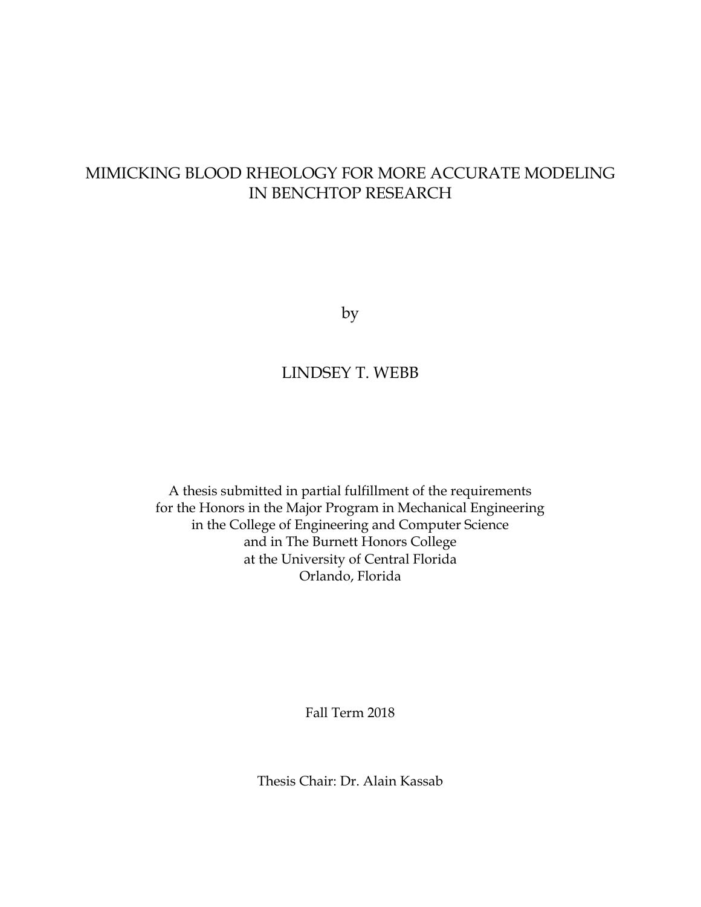# MIMICKING BLOOD RHEOLOGY FOR MORE ACCURATE MODELING IN BENCHTOP RESEARCH

by

LINDSEY T. WEBB

A thesis submitted in partial fulfillment of the requirements
for the Honors in the Major Program in Mechanical Engineering
in the College of Engineering and Computer Science
and in The Burnett Honors College
at the University of Central Florida
Orlando, Florida

Fall Term 2018

Thesis Chair: Dr. Alain Kassab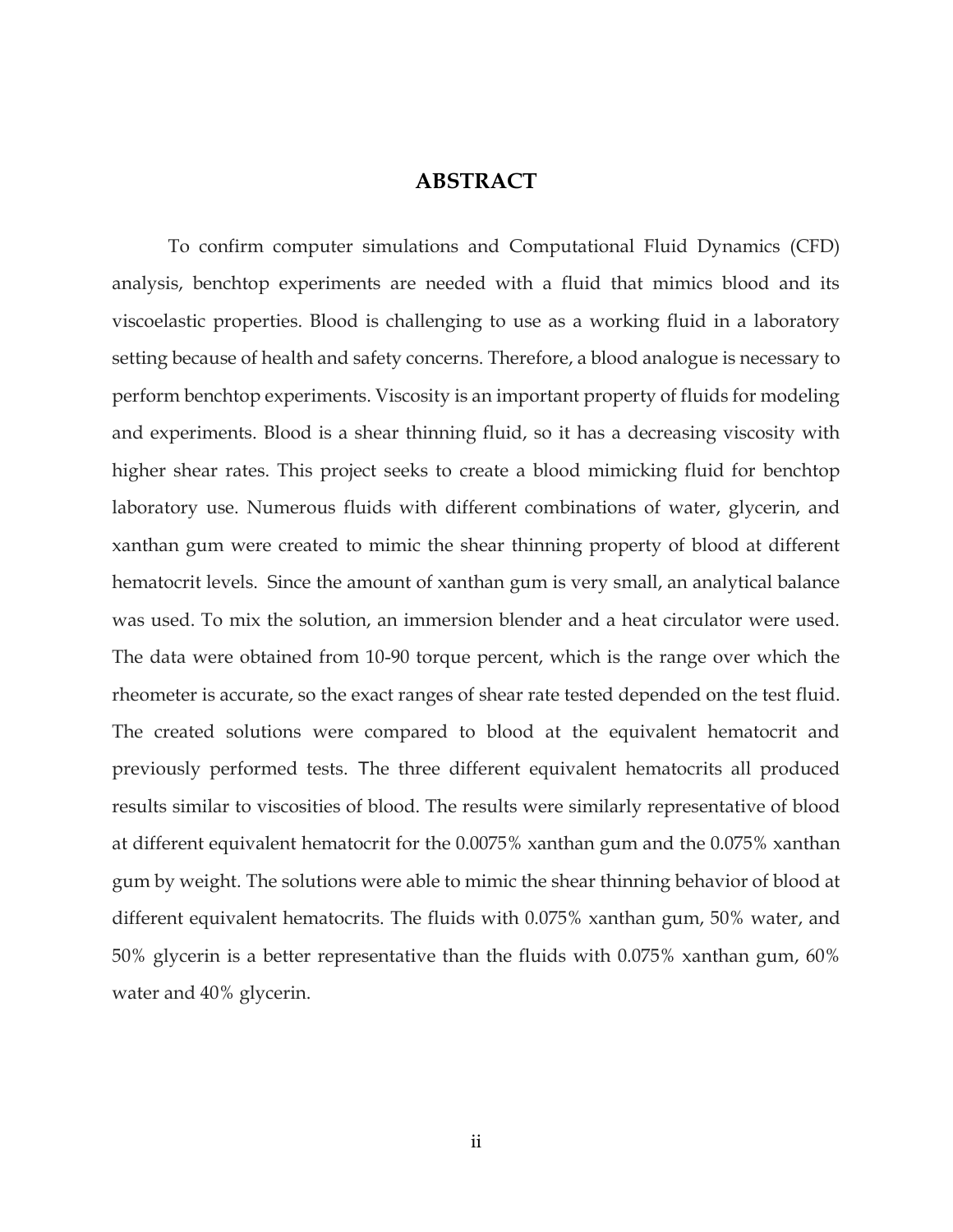# ABSTRACT

To confirm computer simulations and Computational Fluid Dynamics (CFD) analysis, benchtop experiments are needed with a fluid that mimics blood and its viscoelastic properties. Blood is challenging to use as a working fluid in a laboratory setting because of health and safety concerns. Therefore, a blood analogue is necessary to perform benchtop experiments. Viscosity is an important property of fluids for modeling and experiments. Blood is a shear thinning fluid, so it has a decreasing viscosity with higher shear rates. This project seeks to create a blood mimicking fluid for benchtop laboratory use. Numerous fluids with different combinations of water, glycerin, and xanthan gum were created to mimic the shear thinning property of blood at different hematocrit levels. Since the amount of xanthan gum is very small, an analytical balance was used. To mix the solution, an immersion blender and a heat circulator were used. The data were obtained from 10-90 torque percent, which is the range over which the rheometer is accurate, so the exact ranges of shear rate tested depended on the test fluid. The created solutions were compared to blood at the equivalent hematocrit and previously performed tests. The three different equivalent hematocrits all produced results similar to viscosities of blood. The results were similarly representative of blood at different equivalent hematocrit for the 0.0075% xanthan gum and the 0.075% xanthan gum by weight. The solutions were able to mimic the shear thinning behavior of blood at different equivalent hematocrits. The fluids with 0.075% xanthan gum, 50% water, and 50% glycerin is a better representative than the fluids with 0.075% xanthan gum, 60% water and 40% glycerin.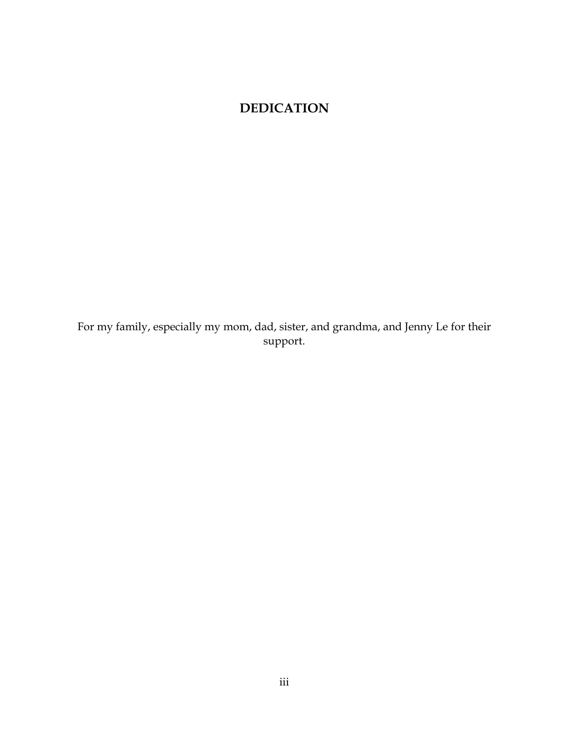# DEDICATION

For my family, especially my mom, dad, sister, and grandma, and Jenny Le for their support.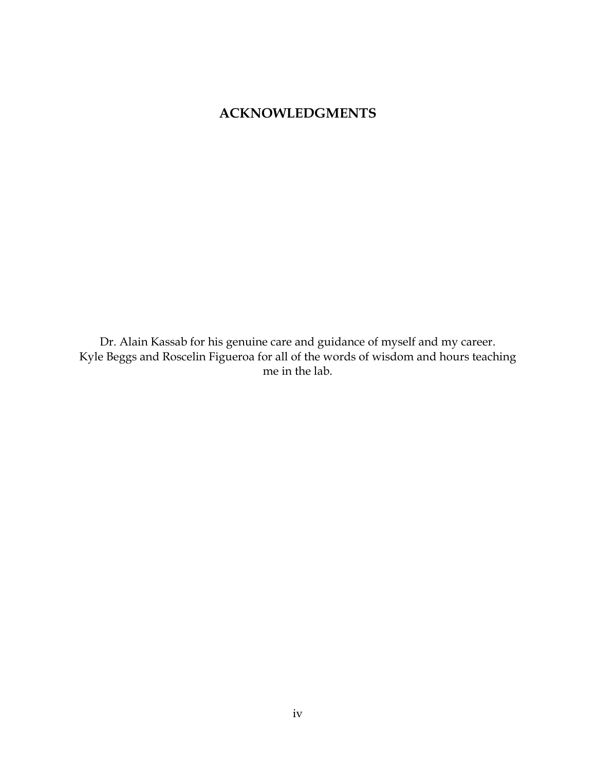# ACKNOWLEDGMENTS

Dr. Alain Kassab for his genuine care and guidance of myself and my career.
Kyle Beggs and Roscelin Figueroa for all of the words of wisdom and hours teaching me in the lab.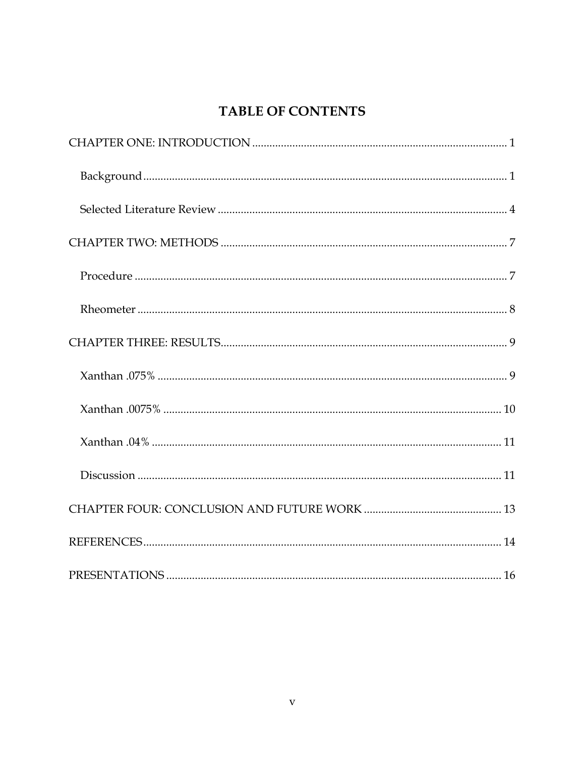# TABLE OF CONTENTS

CHAPTER ONE: INTRODUCTION ........................................................................................ 1

  Background ............................................................................................................. 1

  Selected Literature Review ..................................................................................... 4

CHAPTER TWO: METHODS ................................................................................................ 7

  Procedure ................................................................................................................ 7

  Rheometer ............................................................................................................... 8

CHAPTER THREE: RESULTS................................................................................................ 9

  Xanthan .075% ......................................................................................................... 9

  Xanthan .0075% ..................................................................................................... 10

  Xanthan .04% ......................................................................................................... 11

  Discussion .............................................................................................................. 11

CHAPTER FOUR: CONCLUSION AND FUTURE WORK ................................................ 13

REFERENCES............................................................................................................ 14

PRESENTATIONS ..................................................................................................... 16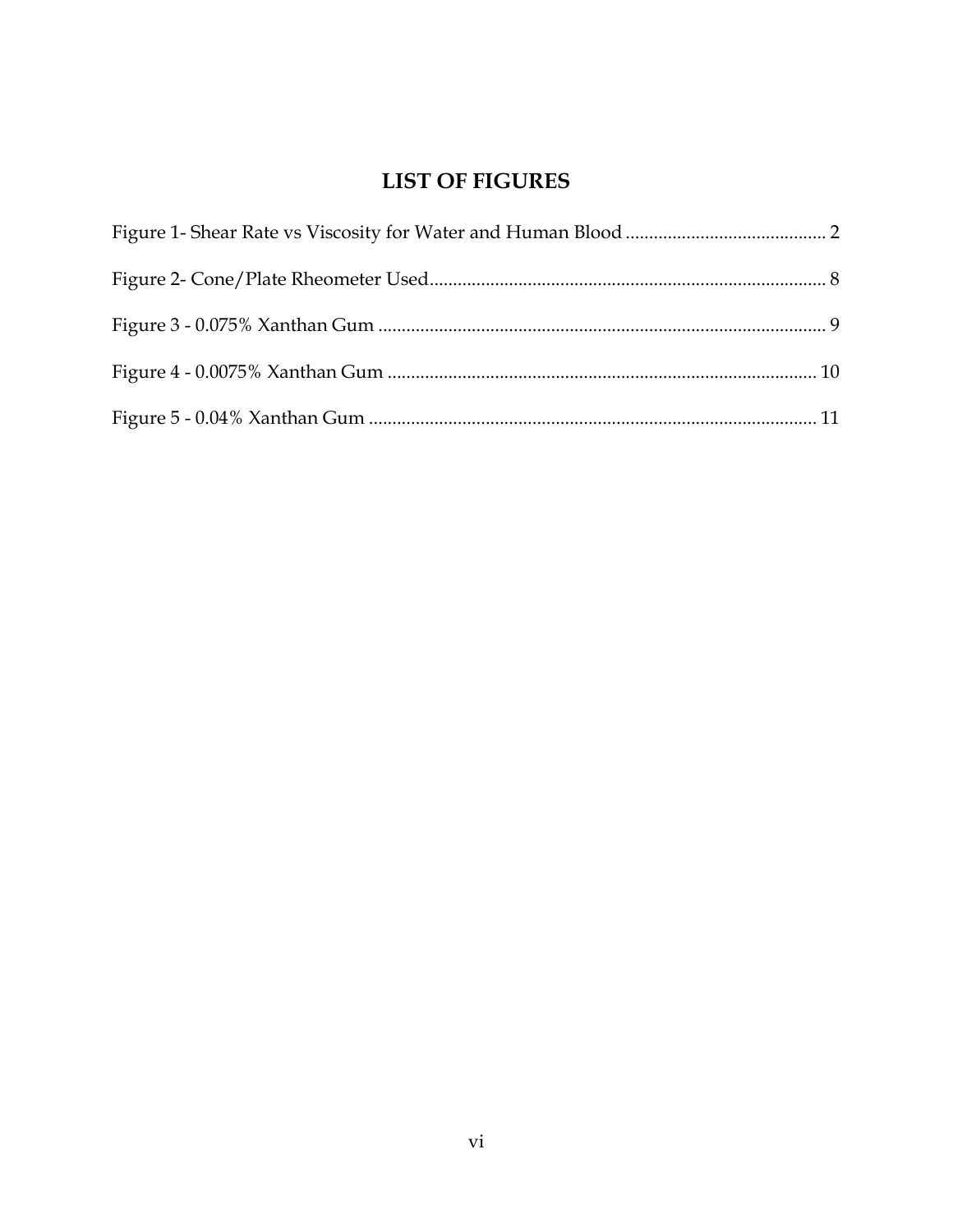# LIST OF FIGURES

Figure 1- Shear Rate vs Viscosity for Water and Human Blood ........................................... 2

Figure 2- Cone/Plate Rheometer Used.................................................................................... 8

Figure 3 - 0.075% Xanthan Gum ............................................................................................... 9

Figure 4 - 0.0075% Xanthan Gum ........................................................................................... 10

Figure 5 - 0.04% Xanthan Gum ............................................................................................... 11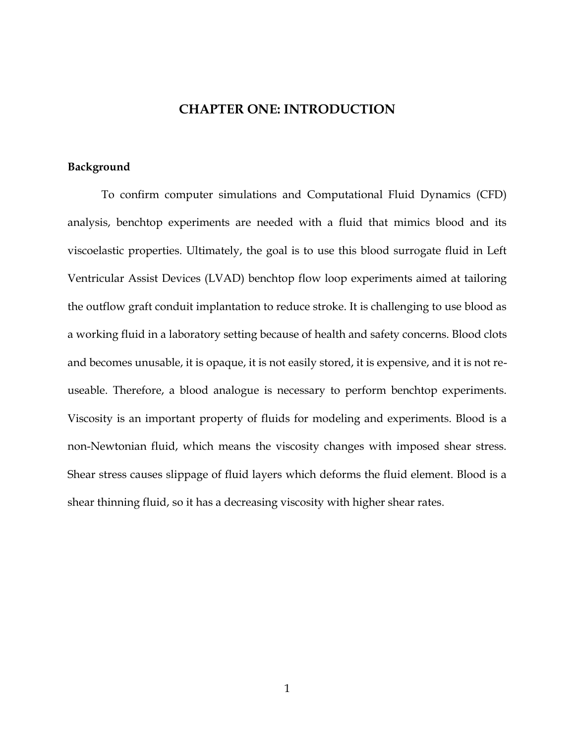# CHAPTER ONE: INTRODUCTION

## Background

To confirm computer simulations and Computational Fluid Dynamics (CFD) analysis, benchtop experiments are needed with a fluid that mimics blood and its viscoelastic properties. Ultimately, the goal is to use this blood surrogate fluid in Left Ventricular Assist Devices (LVAD) benchtop flow loop experiments aimed at tailoring the outflow graft conduit implantation to reduce stroke. It is challenging to use blood as a working fluid in a laboratory setting because of health and safety concerns. Blood clots and becomes unusable, it is opaque, it is not easily stored, it is expensive, and it is not re-useable. Therefore, a blood analogue is necessary to perform benchtop experiments. Viscosity is an important property of fluids for modeling and experiments. Blood is a non-Newtonian fluid, which means the viscosity changes with imposed shear stress. Shear stress causes slippage of fluid layers which deforms the fluid element. Blood is a shear thinning fluid, so it has a decreasing viscosity with higher shear rates.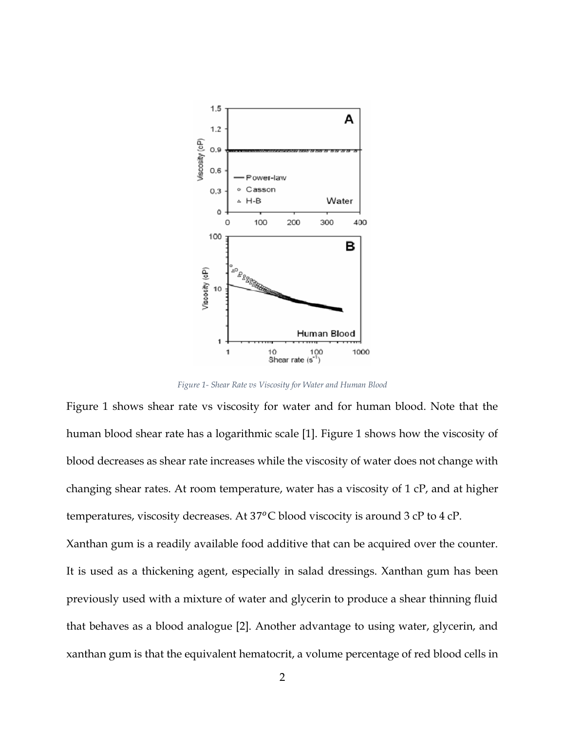Figure 1- Shear Rate vs Viscosity for Water and Human Blood

Figure 1 shows shear rate vs viscosity for water and for human blood. Note that the human blood shear rate has a logarithmic scale [1]. Figure 1 shows how the viscosity of blood decreases as shear rate increases while the viscosity of water does not change with changing shear rates. At room temperature, water has a viscosity of 1 cP, and at higher temperatures, viscosity decreases. At 37$^o$C blood viscocity is around 3 cP to 4 cP.

Xanthan gum is a readily available food additive that can be acquired over the counter. It is used as a thickening agent, especially in salad dressings. Xanthan gum has been previously used with a mixture of water and glycerin to produce a shear thinning fluid that behaves as a blood analogue [2]. Another advantage to using water, glycerin, and xanthan gum is that the equivalent hematocrit, a volume percentage of red blood cells in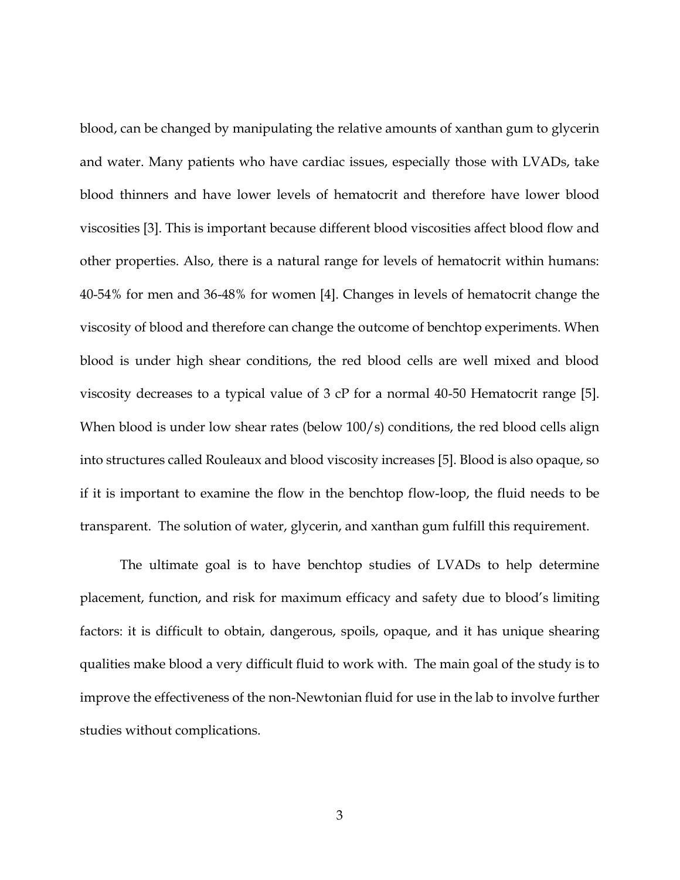blood, can be changed by manipulating the relative amounts of xanthan gum to glycerin and water. Many patients who have cardiac issues, especially those with LVADs, take blood thinners and have lower levels of hematocrit and therefore have lower blood viscosities [3]. This is important because different blood viscosities affect blood flow and other properties. Also, there is a natural range for levels of hematocrit within humans: 40-54% for men and 36-48% for women [4]. Changes in levels of hematocrit change the viscosity of blood and therefore can change the outcome of benchtop experiments. When blood is under high shear conditions, the red blood cells are well mixed and blood viscosity decreases to a typical value of 3 cP for a normal 40-50 Hematocrit range [5]. When blood is under low shear rates (below 100/s) conditions, the red blood cells align into structures called Rouleaux and blood viscosity increases [5]. Blood is also opaque, so if it is important to examine the flow in the benchtop flow-loop, the fluid needs to be transparent. The solution of water, glycerin, and xanthan gum fulfill this requirement.

The ultimate goal is to have benchtop studies of LVADs to help determine placement, function, and risk for maximum efficacy and safety due to blood's limiting factors: it is difficult to obtain, dangerous, spoils, opaque, and it has unique shearing qualities make blood a very difficult fluid to work with. The main goal of the study is to improve the effectiveness of the non-Newtonian fluid for use in the lab to involve further studies without complications.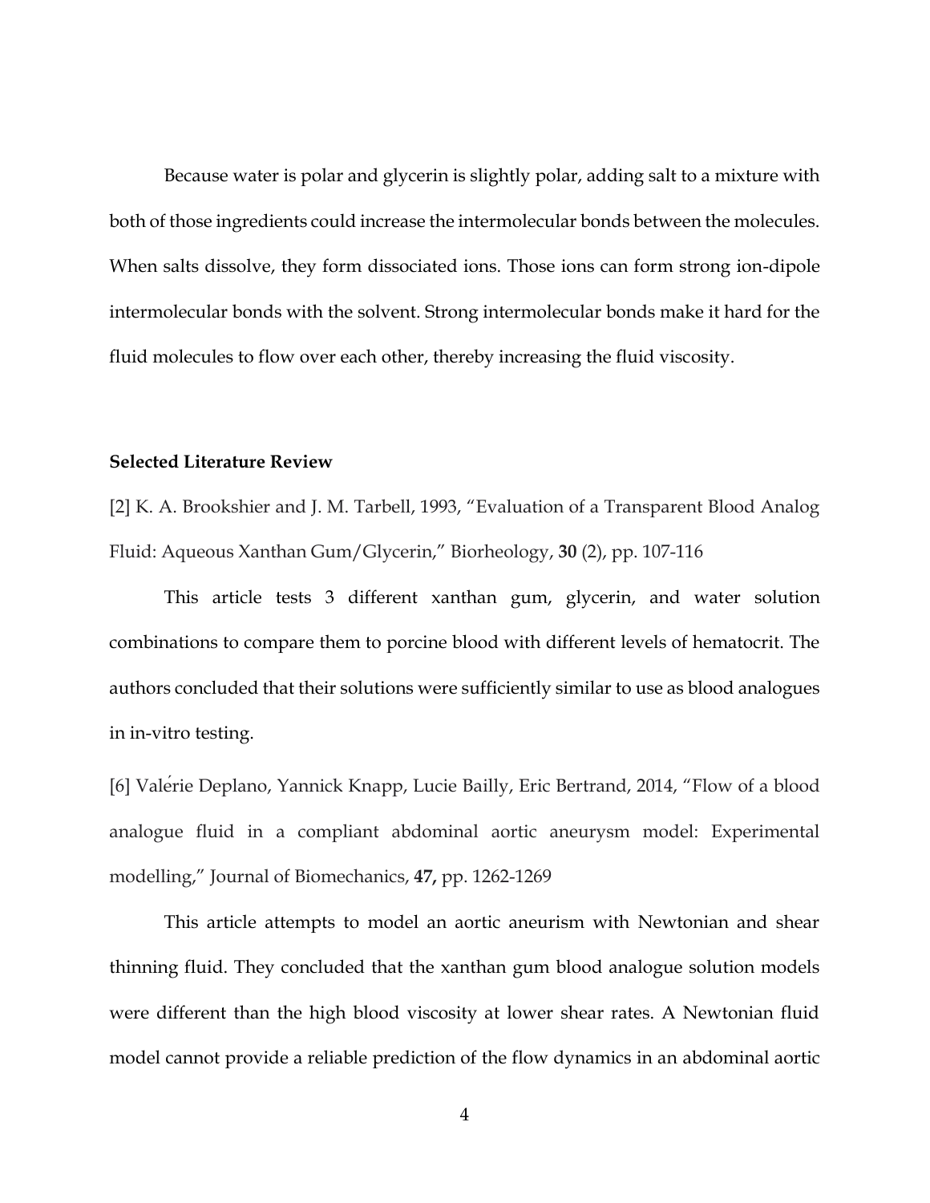Because water is polar and glycerin is slightly polar, adding salt to a mixture with both of those ingredients could increase the intermolecular bonds between the molecules. When salts dissolve, they form dissociated ions. Those ions can form strong ion-dipole intermolecular bonds with the solvent. Strong intermolecular bonds make it hard for the fluid molecules to flow over each other, thereby increasing the fluid viscosity.

**Selected Literature Review**

[2] K. A. Brookshier and J. M. Tarbell, 1993, "Evaluation of a Transparent Blood Analog Fluid: Aqueous Xanthan Gum/Glycerin," Biorheology, **30** (2), pp. 107-116

This article tests 3 different xanthan gum, glycerin, and water solution combinations to compare them to porcine blood with different levels of hematocrit. The authors concluded that their solutions were sufficiently similar to use as blood analogues in in-vitro testing.

[6] Valérie Deplano, Yannick Knapp, Lucie Bailly, Eric Bertrand, 2014, "Flow of a blood analogue fluid in a compliant abdominal aortic aneurysm model: Experimental modelling," Journal of Biomechanics, **47,** pp. 1262-1269

This article attempts to model an aortic aneurism with Newtonian and shear thinning fluid. They concluded that the xanthan gum blood analogue solution models were different than the high blood viscosity at lower shear rates. A Newtonian fluid model cannot provide a reliable prediction of the flow dynamics in an abdominal aortic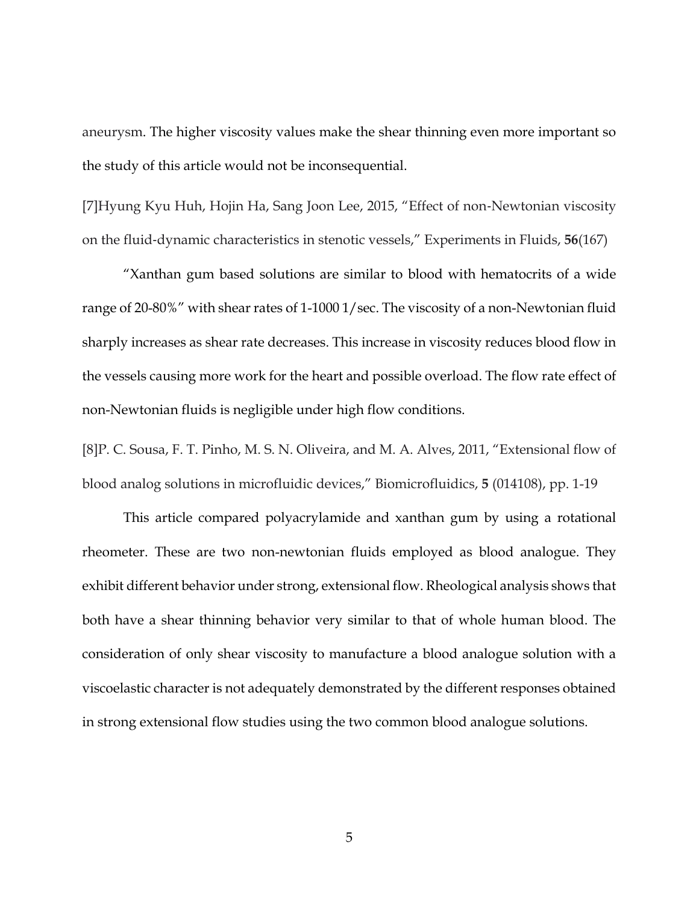aneurysm. The higher viscosity values make the shear thinning even more important so the study of this article would not be inconsequential.

[7]Hyung Kyu Huh, Hojin Ha, Sang Joon Lee, 2015, "Effect of non-Newtonian viscosity on the fluid-dynamic characteristics in stenotic vessels," Experiments in Fluids, **56**(167)

"Xanthan gum based solutions are similar to blood with hematocrits of a wide range of 20-80%" with shear rates of 1-1000 1/sec. The viscosity of a non-Newtonian fluid sharply increases as shear rate decreases. This increase in viscosity reduces blood flow in the vessels causing more work for the heart and possible overload. The flow rate effect of non-Newtonian fluids is negligible under high flow conditions.

[8]P. C. Sousa, F. T. Pinho, M. S. N. Oliveira, and M. A. Alves, 2011, "Extensional flow of blood analog solutions in microfluidic devices," Biomicrofluidics, **5** (014108), pp. 1-19

This article compared polyacrylamide and xanthan gum by using a rotational rheometer. These are two non-newtonian fluids employed as blood analogue. They exhibit different behavior under strong, extensional flow. Rheological analysis shows that both have a shear thinning behavior very similar to that of whole human blood. The consideration of only shear viscosity to manufacture a blood analogue solution with a viscoelastic character is not adequately demonstrated by the different responses obtained in strong extensional flow studies using the two common blood analogue solutions.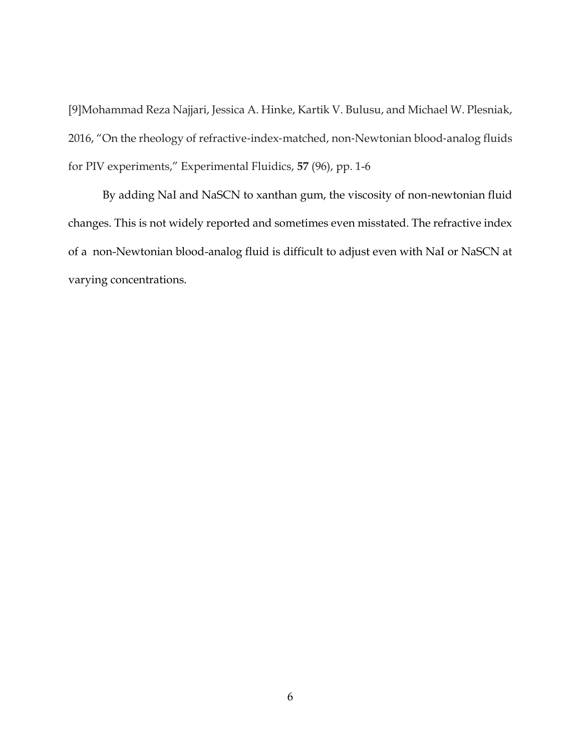[9]Mohammad Reza Najjari, Jessica A. Hinke, Kartik V. Bulusu, and Michael W. Plesniak, 2016, "On the rheology of refractive-index-matched, non-Newtonian blood-analog fluids for PIV experiments," Experimental Fluidics, **57** (96), pp. 1-6

By adding NaI and NaSCN to xanthan gum, the viscosity of non-newtonian fluid changes. This is not widely reported and sometimes even misstated. The refractive index of a non-Newtonian blood-analog fluid is difficult to adjust even with NaI or NaSCN at varying concentrations.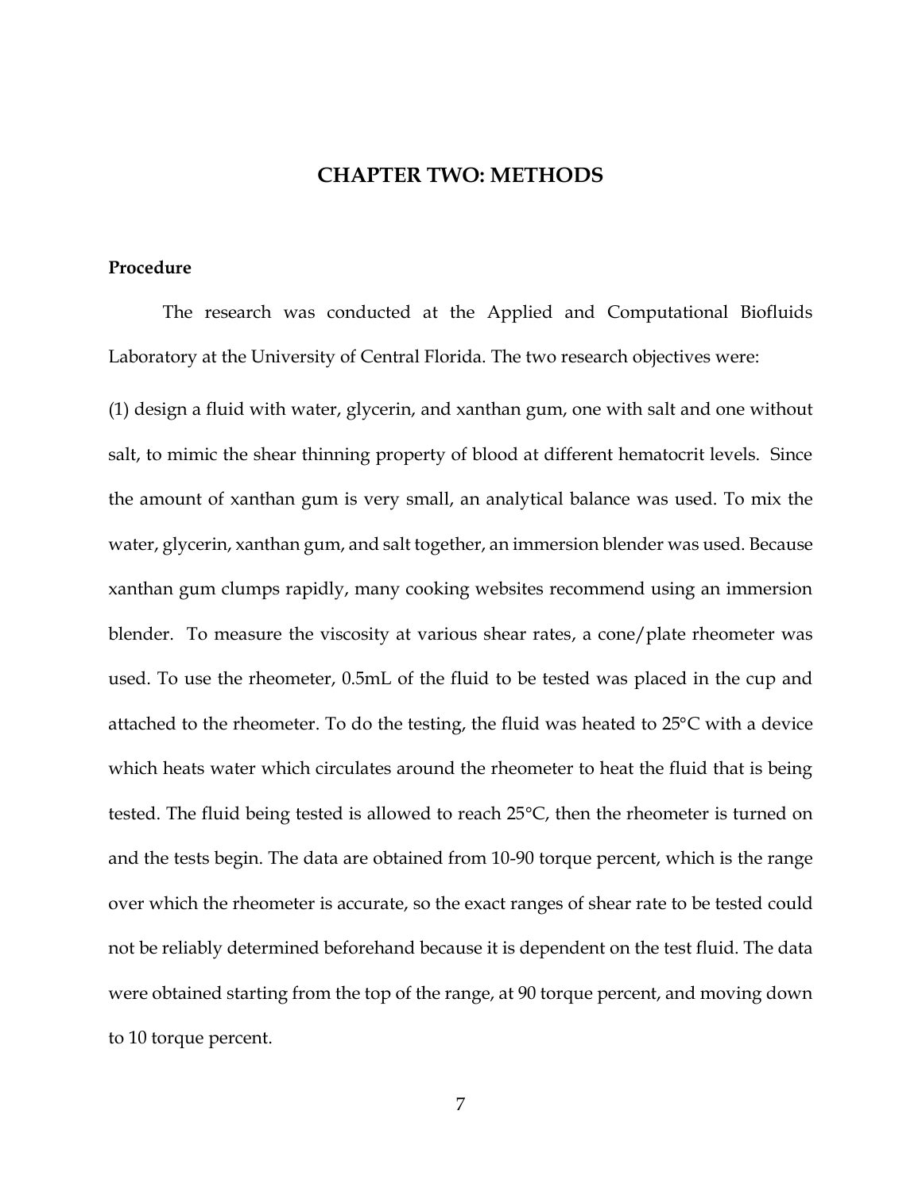# CHAPTER TWO: METHODS

## Procedure

The research was conducted at the Applied and Computational Biofluids Laboratory at the University of Central Florida. The two research objectives were:

(1) design a fluid with water, glycerin, and xanthan gum, one with salt and one without salt, to mimic the shear thinning property of blood at different hematocrit levels. Since the amount of xanthan gum is very small, an analytical balance was used. To mix the water, glycerin, xanthan gum, and salt together, an immersion blender was used. Because xanthan gum clumps rapidly, many cooking websites recommend using an immersion blender. To measure the viscosity at various shear rates, a cone/plate rheometer was used. To use the rheometer, 0.5mL of the fluid to be tested was placed in the cup and attached to the rheometer. To do the testing, the fluid was heated to 25°C with a device which heats water which circulates around the rheometer to heat the fluid that is being tested. The fluid being tested is allowed to reach 25°C, then the rheometer is turned on and the tests begin. The data are obtained from 10-90 torque percent, which is the range over which the rheometer is accurate, so the exact ranges of shear rate to be tested could not be reliably determined beforehand because it is dependent on the test fluid. The data were obtained starting from the top of the range, at 90 torque percent, and moving down to 10 torque percent.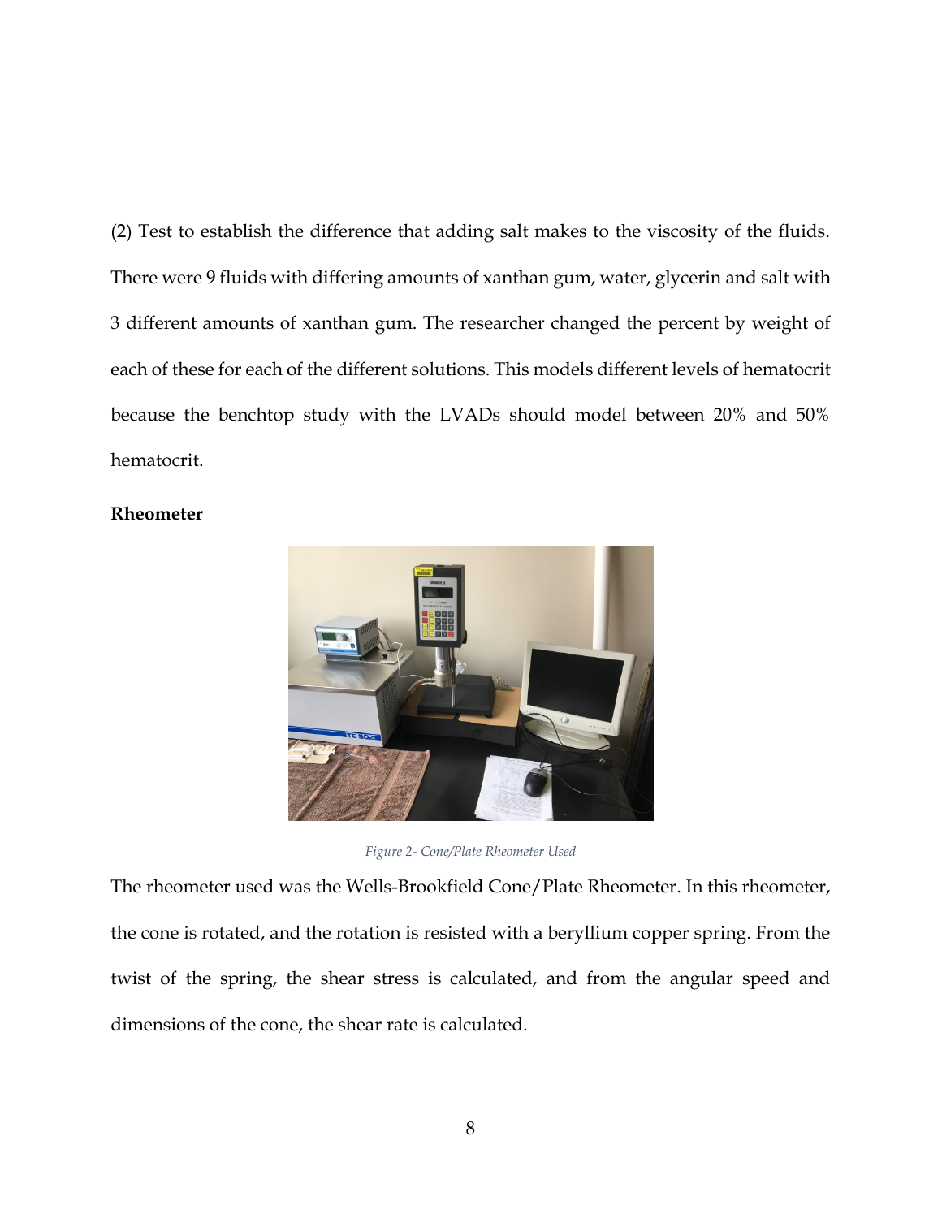(2) Test to establish the difference that adding salt makes to the viscosity of the fluids. There were 9 fluids with differing amounts of xanthan gum, water, glycerin and salt with 3 different amounts of xanthan gum. The researcher changed the percent by weight of each of these for each of the different solutions. This models different levels of hematocrit because the benchtop study with the LVADs should model between 20% and 50% hematocrit.

**Rheometer**

*Figure 2- Cone/Plate Rheometer Used*

The rheometer used was the Wells-Brookfield Cone/Plate Rheometer. In this rheometer, the cone is rotated, and the rotation is resisted with a beryllium copper spring. From the twist of the spring, the shear stress is calculated, and from the angular speed and dimensions of the cone, the shear rate is calculated.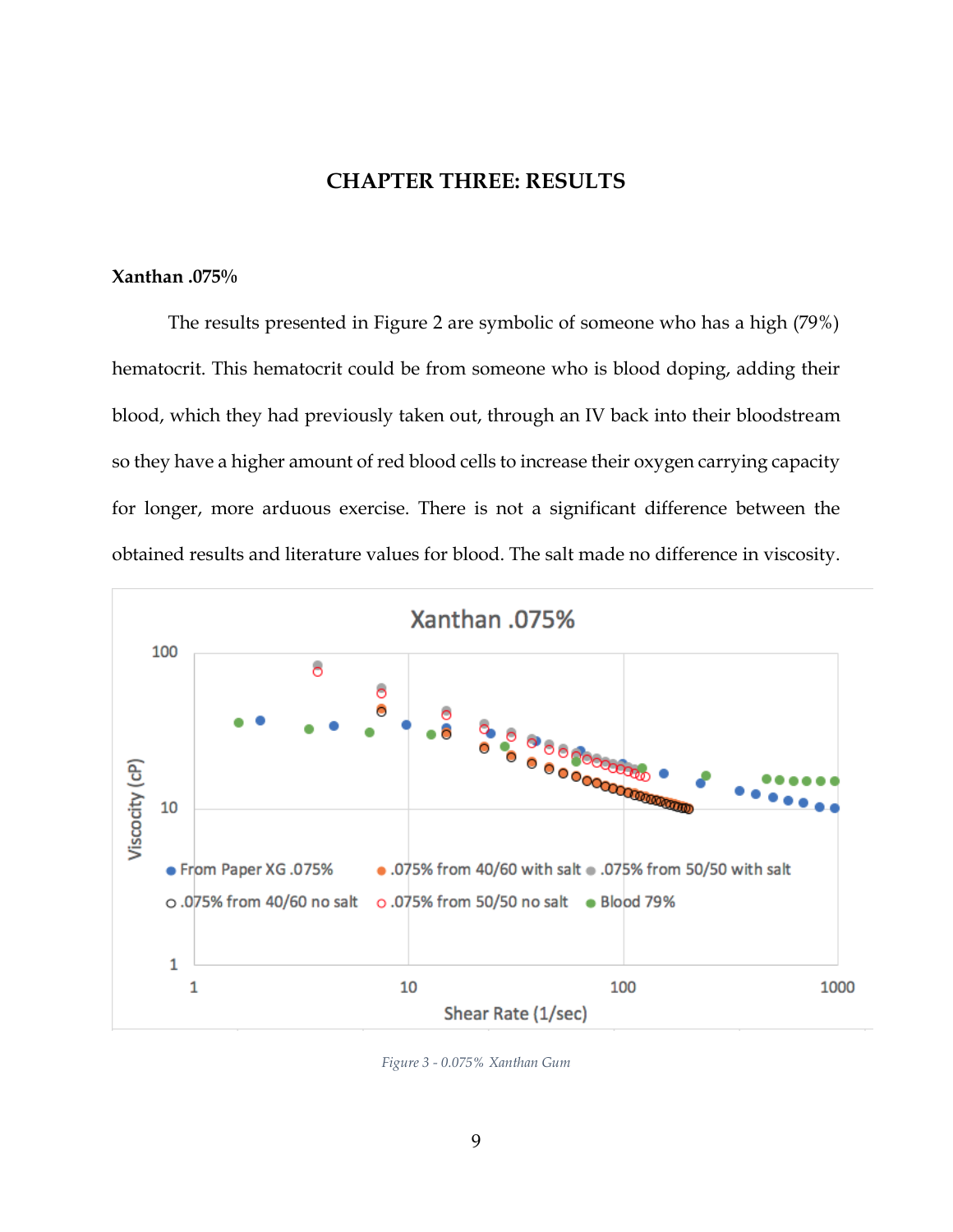# CHAPTER THREE: RESULTS

**Xanthan .075%**

The results presented in Figure 2 are symbolic of someone who has a high (79%) hematocrit. This hematocrit could be from someone who is blood doping, adding their blood, which they had previously taken out, through an IV back into their bloodstream so they have a higher amount of red blood cells to increase their oxygen carrying capacity for longer, more arduous exercise. There is not a significant difference between the obtained results and literature values for blood. The salt made no difference in viscosity.

*Figure 3 - 0.075% Xanthan Gum*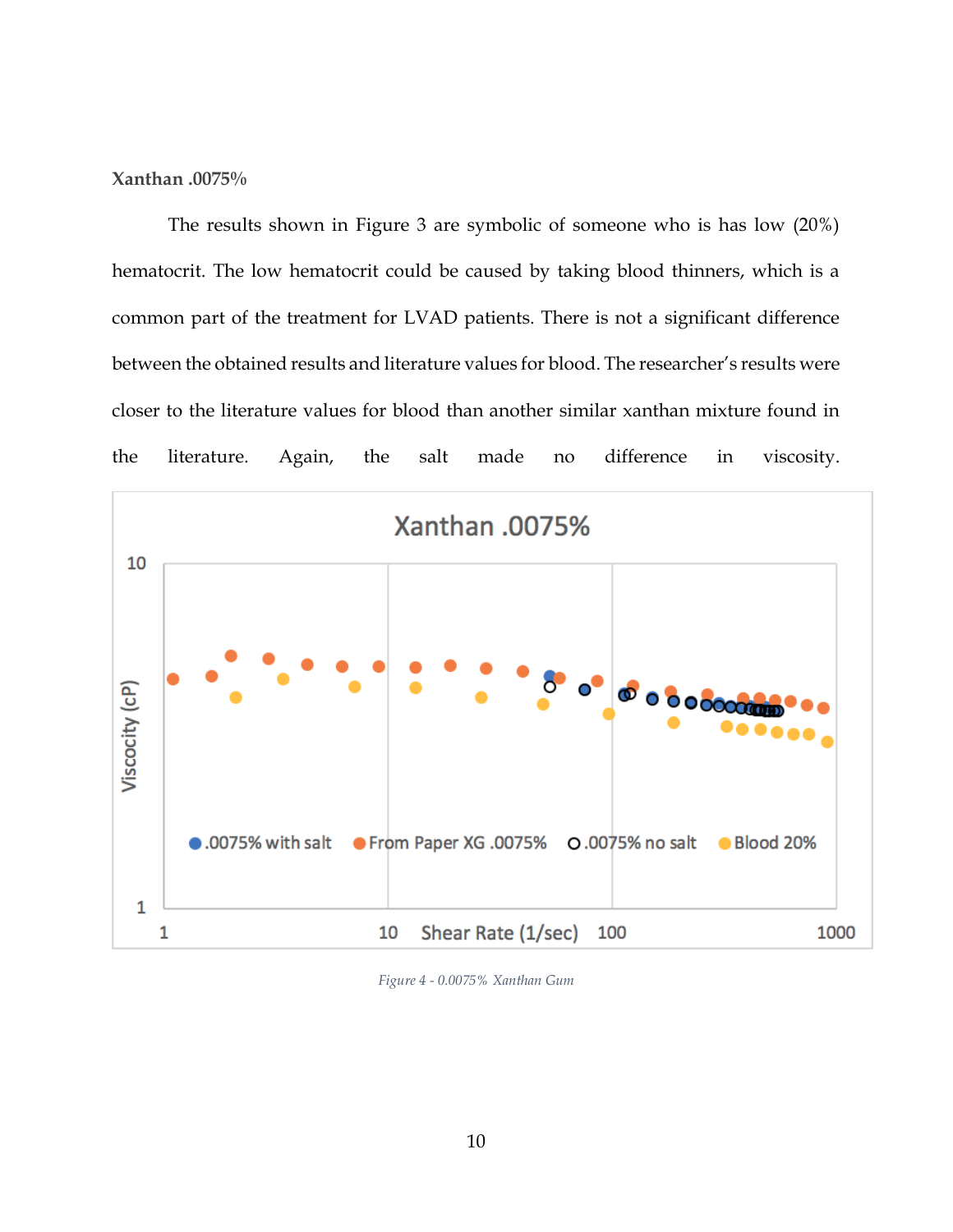**Xanthan .0075%**

The results shown in Figure 3 are symbolic of someone who is has low (20%) hematocrit. The low hematocrit could be caused by taking blood thinners, which is a common part of the treatment for LVAD patients. There is not a significant difference between the obtained results and literature values for blood. The researcher's results were closer to the literature values for blood than another similar xanthan mixture found in the literature. Again, the salt made no difference in viscosity.

Figure 4 - 0.0075% Xanthan Gum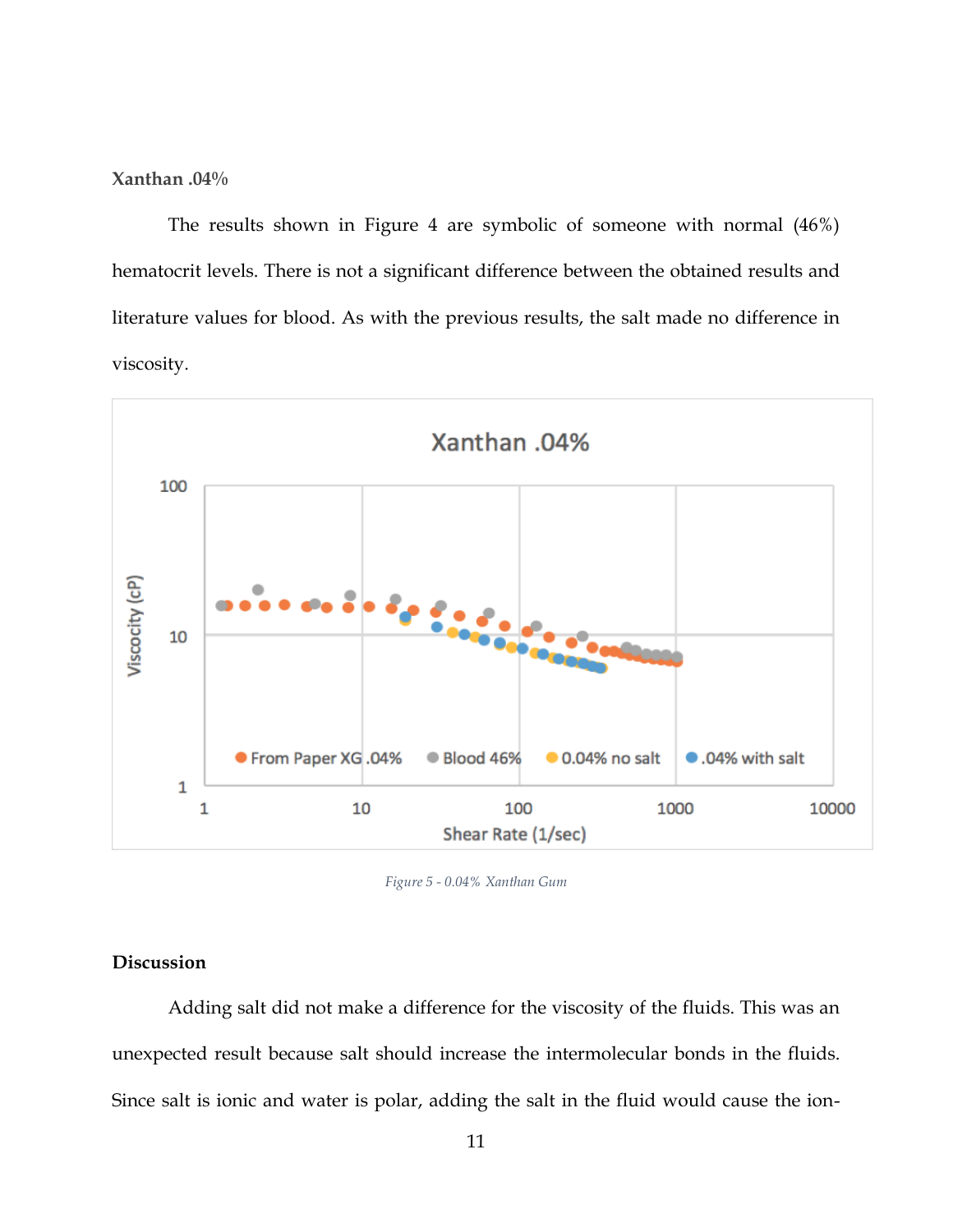**Xanthan .04%**

The results shown in Figure 4 are symbolic of someone with normal (46%) hematocrit levels. There is not a significant difference between the obtained results and literature values for blood. As with the previous results, the salt made no difference in viscosity.

*Figure 5 - 0.04% Xanthan Gum*

## Discussion

Adding salt did not make a difference for the viscosity of the fluids. This was an unexpected result because salt should increase the intermolecular bonds in the fluids. Since salt is ionic and water is polar, adding the salt in the fluid would cause the ion-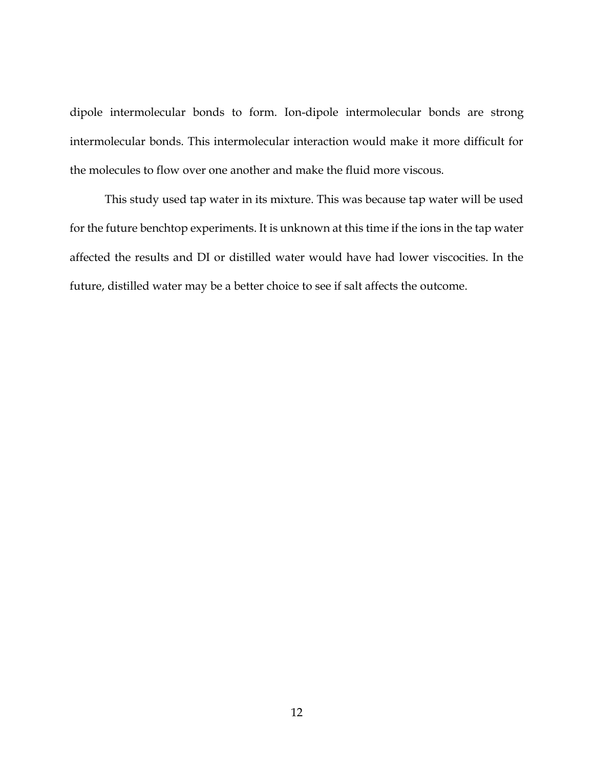dipole intermolecular bonds to form. Ion-dipole intermolecular bonds are strong intermolecular bonds. This intermolecular interaction would make it more difficult for the molecules to flow over one another and make the fluid more viscous.

This study used tap water in its mixture. This was because tap water will be used for the future benchtop experiments. It is unknown at this time if the ions in the tap water affected the results and DI or distilled water would have had lower viscocities. In the future, distilled water may be a better choice to see if salt affects the outcome.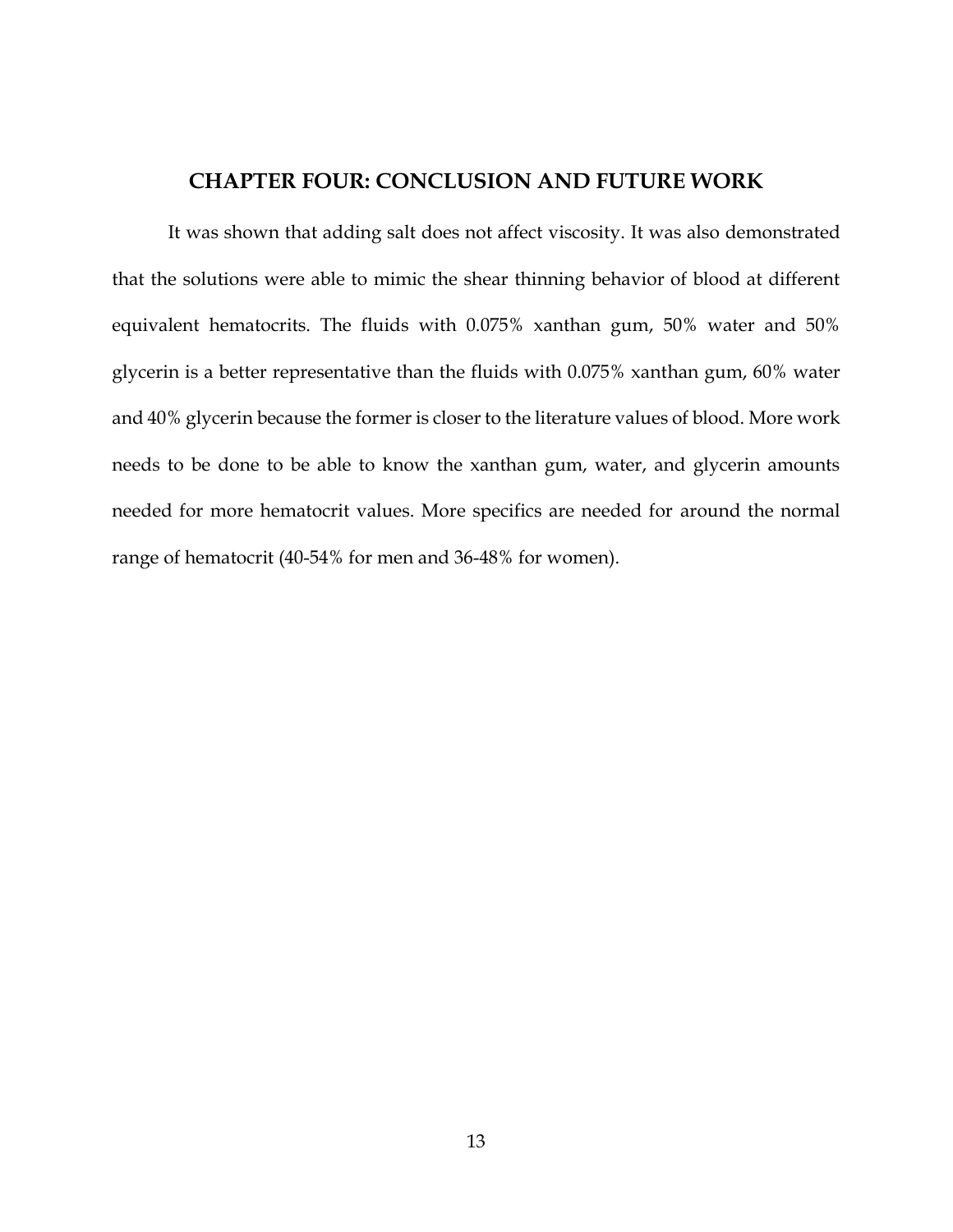# CHAPTER FOUR: CONCLUSION AND FUTURE WORK

It was shown that adding salt does not affect viscosity. It was also demonstrated that the solutions were able to mimic the shear thinning behavior of blood at different equivalent hematocrits. The fluids with 0.075% xanthan gum, 50% water and 50% glycerin is a better representative than the fluids with 0.075% xanthan gum, 60% water and 40% glycerin because the former is closer to the literature values of blood. More work needs to be done to be able to know the xanthan gum, water, and glycerin amounts needed for more hematocrit values. More specifics are needed for around the normal range of hematocrit (40-54% for men and 36-48% for women).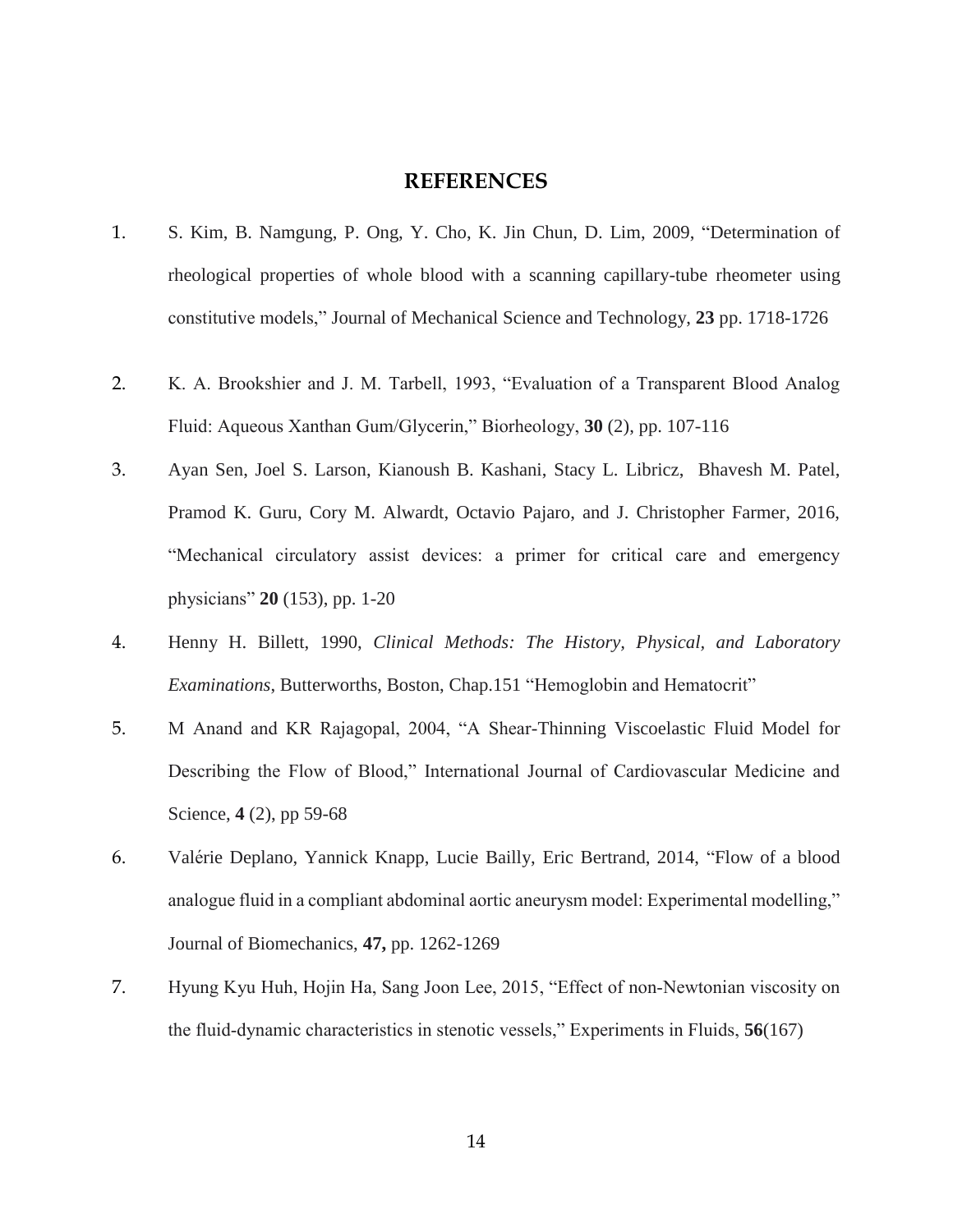# REFERENCES

1. S. Kim, B. Namgung, P. Ong, Y. Cho, K. Jin Chun, D. Lim, 2009, "Determination of rheological properties of whole blood with a scanning capillary-tube rheometer using constitutive models," Journal of Mechanical Science and Technology, **23** pp. 1718-1726

2. K. A. Brookshier and J. M. Tarbell, 1993, "Evaluation of a Transparent Blood Analog Fluid: Aqueous Xanthan Gum/Glycerin," Biorheology, **30** (2), pp. 107-116

3. Ayan Sen, Joel S. Larson, Kianoush B. Kashani, Stacy L. Libricz, Bhavesh M. Patel, Pramod K. Guru, Cory M. Alwardt, Octavio Pajaro, and J. Christopher Farmer, 2016, "Mechanical circulatory assist devices: a primer for critical care and emergency physicians" **20** (153), pp. 1-20

4. Henny H. Billett, 1990, *Clinical Methods: The History, Physical, and Laboratory Examinations*, Butterworths, Boston, Chap.151 "Hemoglobin and Hematocrit"

5. M Anand and KR Rajagopal, 2004, "A Shear-Thinning Viscoelastic Fluid Model for Describing the Flow of Blood," International Journal of Cardiovascular Medicine and Science, **4** (2), pp 59-68

6. Valérie Deplano, Yannick Knapp, Lucie Bailly, Eric Bertrand, 2014, "Flow of a blood analogue fluid in a compliant abdominal aortic aneurysm model: Experimental modelling," Journal of Biomechanics, **47,** pp. 1262-1269

7. Hyung Kyu Huh, Hojin Ha, Sang Joon Lee, 2015, "Effect of non-Newtonian viscosity on the fluid-dynamic characteristics in stenotic vessels," Experiments in Fluids, **56**(167)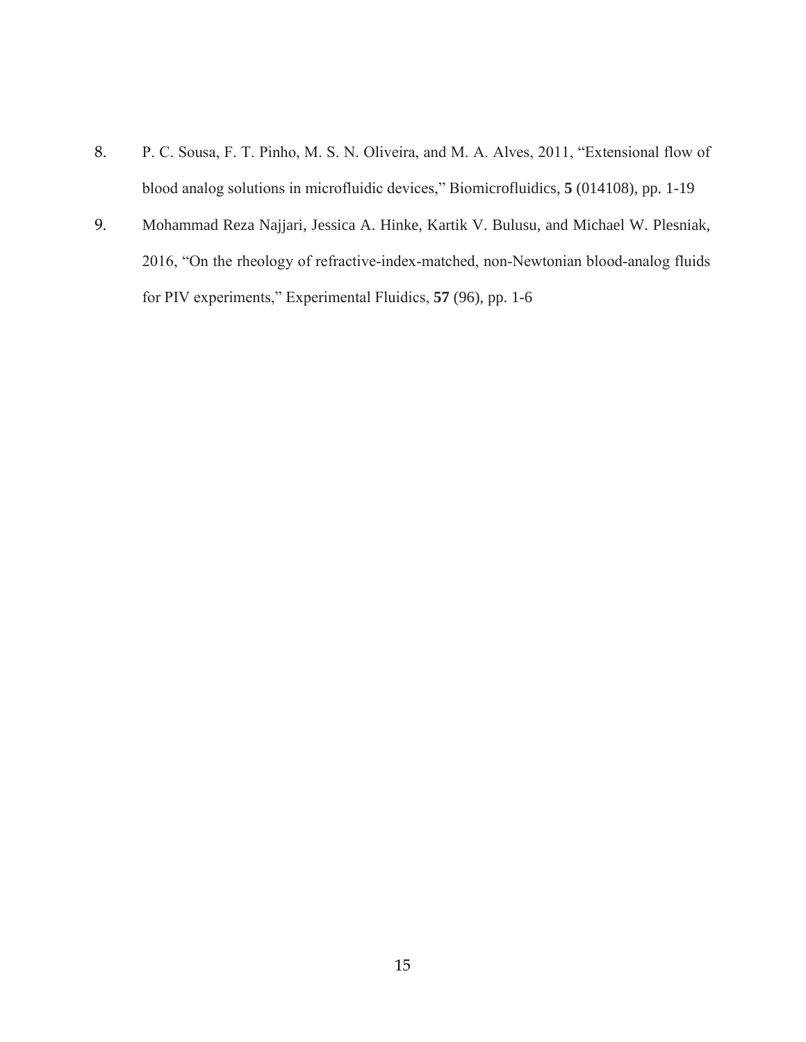8. P. C. Sousa, F. T. Pinho, M. S. N. Oliveira, and M. A. Alves, 2011, "Extensional flow of blood analog solutions in microfluidic devices," Biomicrofluidics, **5** (014108), pp. 1-19

9. Mohammad Reza Najjari, Jessica A. Hinke, Kartik V. Bulusu, and Michael W. Plesniak, 2016, "On the rheology of refractive-index-matched, non-Newtonian blood-analog fluids for PIV experiments," Experimental Fluidics, **57** (96), pp. 1-6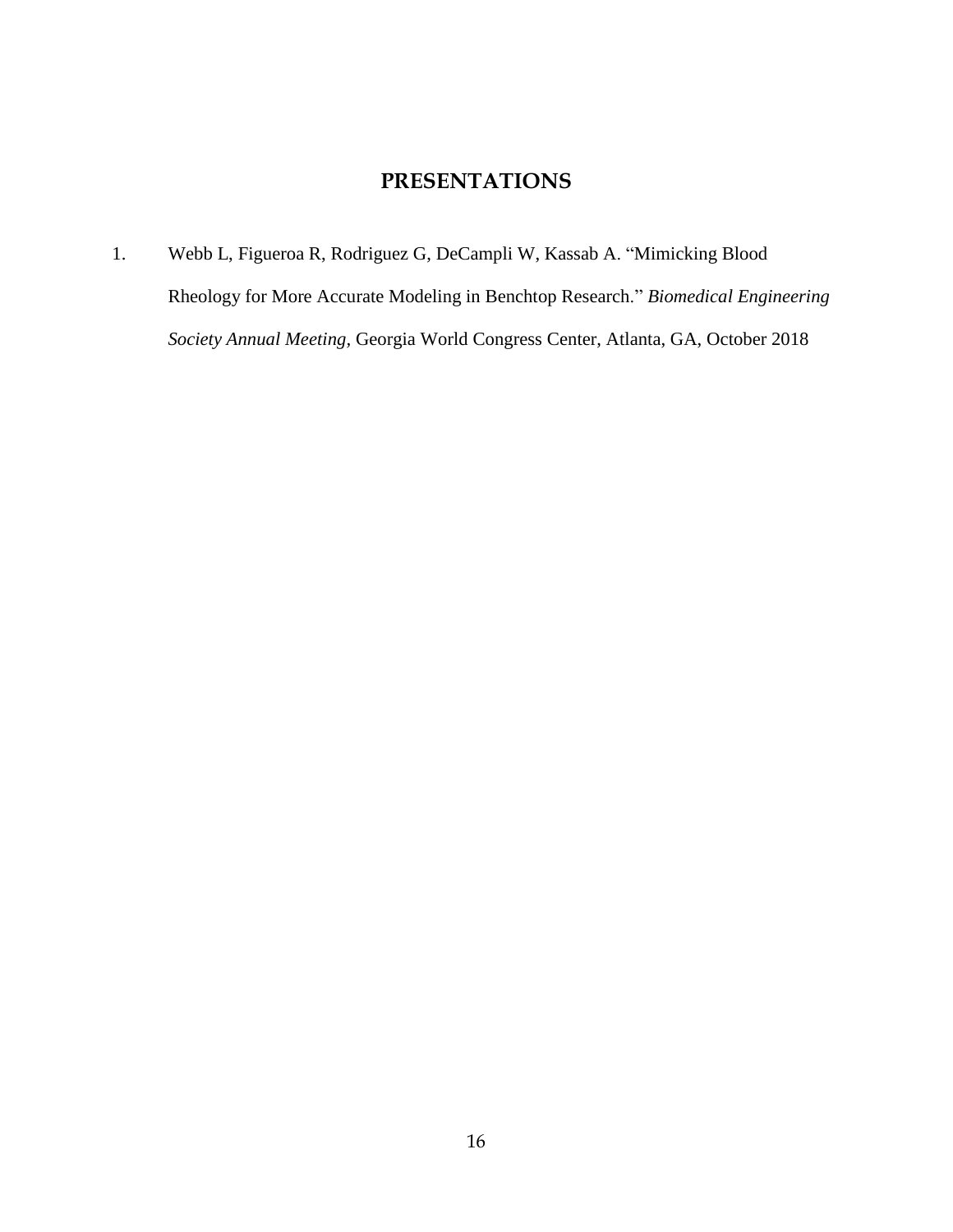# PRESENTATIONS

1. Webb L, Figueroa R, Rodriguez G, DeCampli W, Kassab A. "Mimicking Blood Rheology for More Accurate Modeling in Benchtop Research." *Biomedical Engineering Society Annual Meeting*, Georgia World Congress Center, Atlanta, GA, October 2018